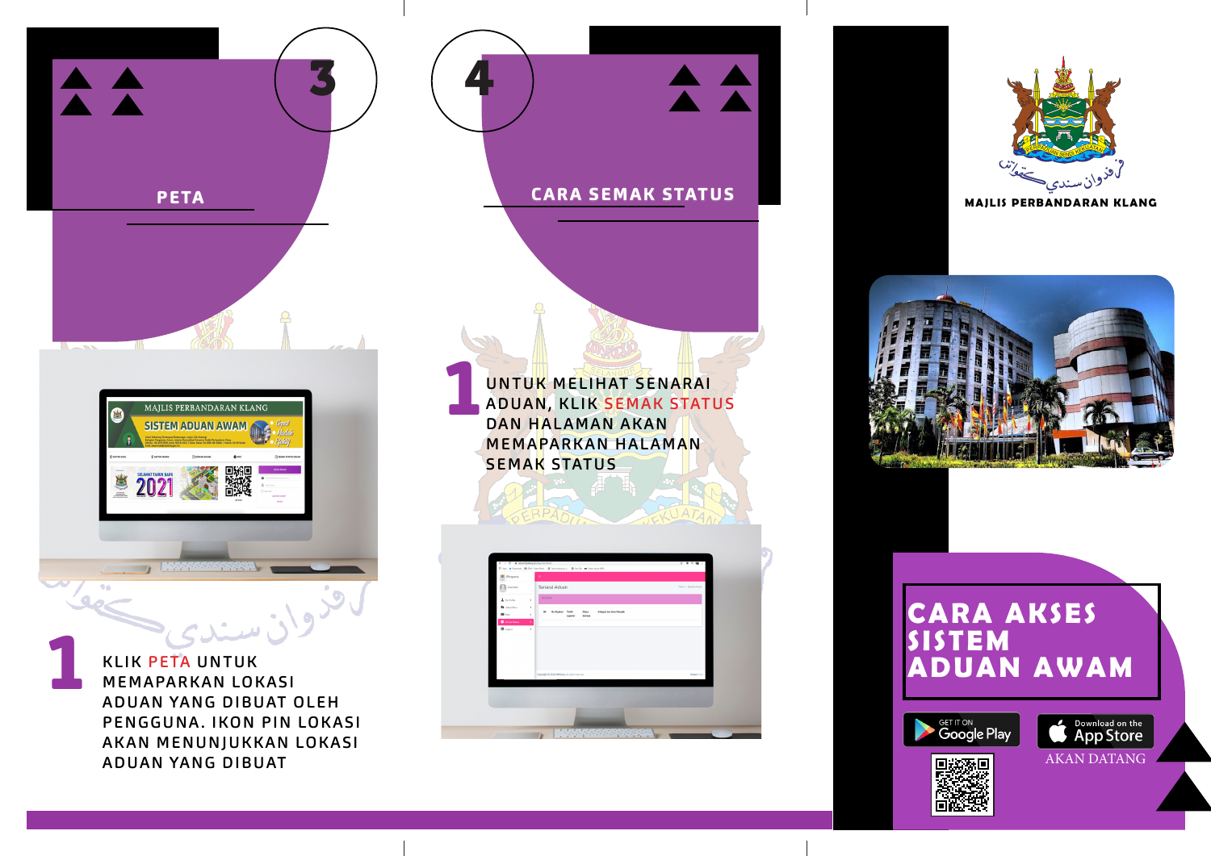## 3

## PETA

**1** KLIK PETA UNTUK MEMAPARKAN LOKASI ADUAN YANG DIBUAT OLEH PENGGUNA. IKON PIN LOKASI AKAN MENUNJUKKAN LOKASI ADUAN YANG DIBUAT

## 4

## CARA SEMAK STATUS

**1** UNTUK MELIHAT SENARAI ADUAN, KLIK SEMAK STATUS DAN HALAMAN AKAN MEMAPARKAN HALAMAN SEMAK STATUS

MAJLIS PERBANDARAN KLANG

# CARA AKSES SISTEM ADUAN AWAM

GET IT ON Google Play

Download on the App Store

AKAN DATANG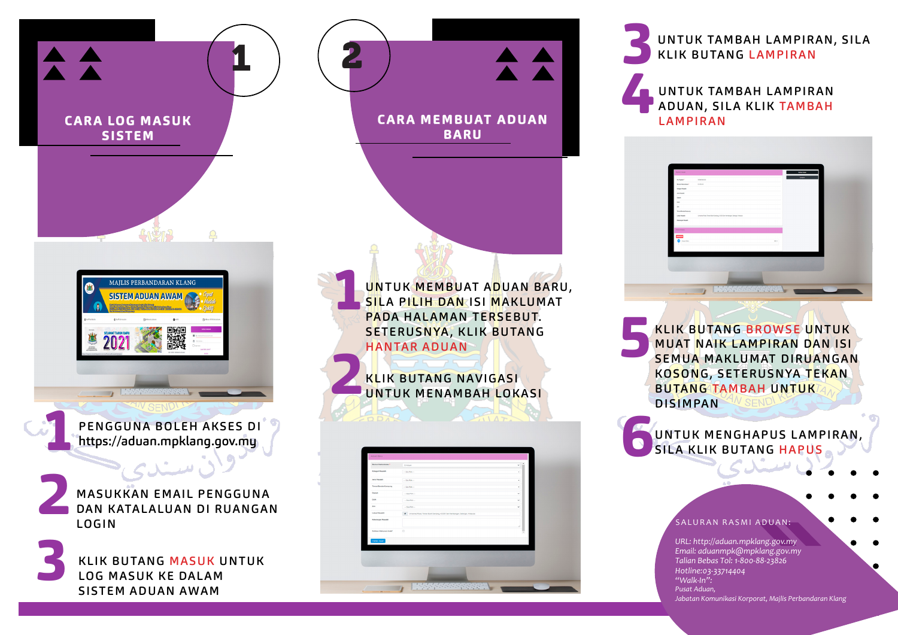## 1 CARA LOG MASUK SISTEM

1. PENGGUNA BOLEH AKSES DI https://aduan.mpklang.gov.my
2. MASUKKAN EMAIL PENGGUNA DAN KATALALUAN DI RUANGAN LOGIN
3. KLIK BUTANG MASUK UNTUK LOG MASUK KE DALAM SISTEM ADUAN AWAM

## 2 CARA MEMBUAT ADUAN BARU

1. UNTUK MEMBUAT ADUAN BARU, SILA PILIH DAN ISI MAKLUMAT PADA HALAMAN TERSEBUT. SETERUSNYA, KLIK BUTANG HANTAR ADUAN
2. KLIK BUTANG NAVIGASI UNTUK MENAMBAH LOKASI
3. UNTUK TAMBAH LAMPIRAN, SILA KLIK BUTANG LAMPIRAN
4. UNTUK TAMBAH LAMPIRAN ADUAN, SILA KLIK TAMBAH LAMPIRAN
5. KLIK BUTANG BROWSE UNTUK MUAT NAIK LAMPIRAN DAN ISI SEMUA MAKLUMAT DIRUANGAN KOSONG, SETERUSNYA TEKAN BUTANG TAMBAH UNTUK DISIMPAN
6. UNTUK MENGHAPUS LAMPIRAN, SILA KLIK BUTANG HAPUS

SALURAN RASMI ADUAN:

*URL: http://aduan.mpklang.gov.my*
*Email: aduanmpk@mpklang.gov.my*
*Talian Bebas Tol: 1-800-88-23826*
*Hotline:03-33714404*
*"Walk-In":*
*Pusat Aduan,*
*Jabatan Komunikasi Korporat, Majlis Perbandaran Klang*